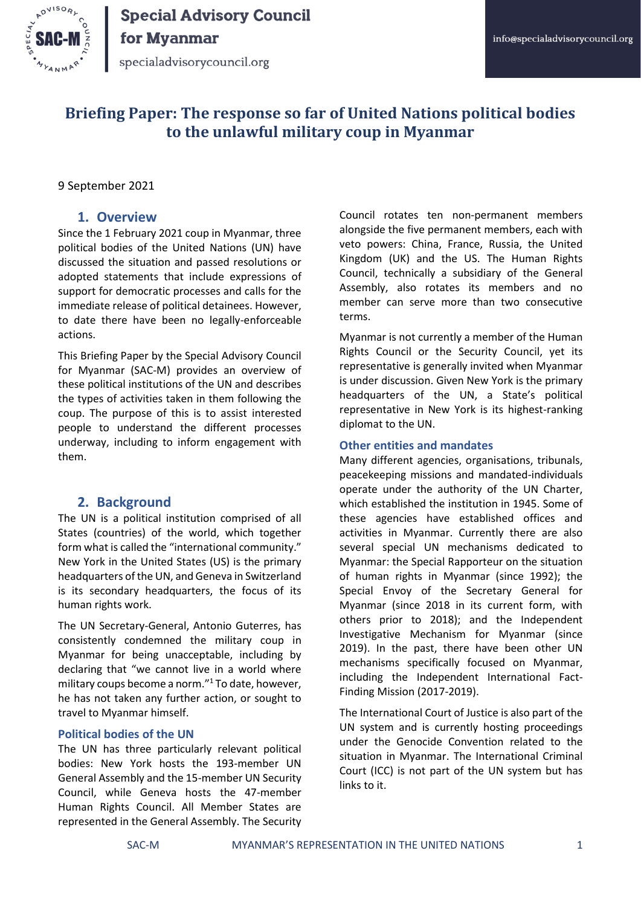# Briefing Paper: The response so far of United Nations political bodies to the unlawful military coup in Myanmar

9 September 2021

## 1. Overview

Since the 1 February 2021 coup in Myanmar, three political bodies of the United Nations (UN) have discussed the situation and passed resolutions or adopted statements that include expressions of support for democratic processes and calls for the immediate release of political detainees. However, to date there have been no legally-enforceable actions.

This Briefing Paper by the Special Advisory Council for Myanmar (SAC-M) provides an overview of these political institutions of the UN and describes the types of activities taken in them following the coup. The purpose of this is to assist interested people to understand the different processes underway, including to inform engagement with them.

## 2. Background

The UN is a political institution comprised of all States (countries) of the world, which together form what is called the "international community." New York in the United States (US) is the primary headquarters of the UN, and Geneva in Switzerland is its secondary headquarters, the focus of its human rights work.

The UN Secretary-General, Antonio Guterres, has consistently condemned the military coup in Myanmar for being unacceptable, including by declaring that "we cannot live in a world where military coups become a norm."[1] To date, however, he has not taken any further action, or sought to travel to Myanmar himself.

### Political bodies of the UN

The UN has three particularly relevant political bodies: New York hosts the 193-member UN General Assembly and the 15-member UN Security Council, while Geneva hosts the 47-member Human Rights Council. All Member States are represented in the General Assembly. The Security Council rotates ten non-permanent members alongside the five permanent members, each with veto powers: China, France, Russia, the United Kingdom (UK) and the US. The Human Rights Council, technically a subsidiary of the General Assembly, also rotates its members and no member can serve more than two consecutive terms.

Myanmar is not currently a member of the Human Rights Council or the Security Council, yet its representative is generally invited when Myanmar is under discussion. Given New York is the primary headquarters of the UN, a State's political representative in New York is its highest-ranking diplomat to the UN.

### Other entities and mandates

Many different agencies, organisations, tribunals, peacekeeping missions and mandated-individuals operate under the authority of the UN Charter, which established the institution in 1945. Some of these agencies have established offices and activities in Myanmar. Currently there are also several special UN mechanisms dedicated to Myanmar: the Special Rapporteur on the situation of human rights in Myanmar (since 1992); the Special Envoy of the Secretary General for Myanmar (since 2018 in its current form, with others prior to 2018); and the Independent Investigative Mechanism for Myanmar (since 2019). In the past, there have been other UN mechanisms specifically focused on Myanmar, including the Independent International Fact-Finding Mission (2017-2019).

The International Court of Justice is also part of the UN system and is currently hosting proceedings under the Genocide Convention related to the situation in Myanmar. The International Criminal Court (ICC) is not part of the UN system but has links to it.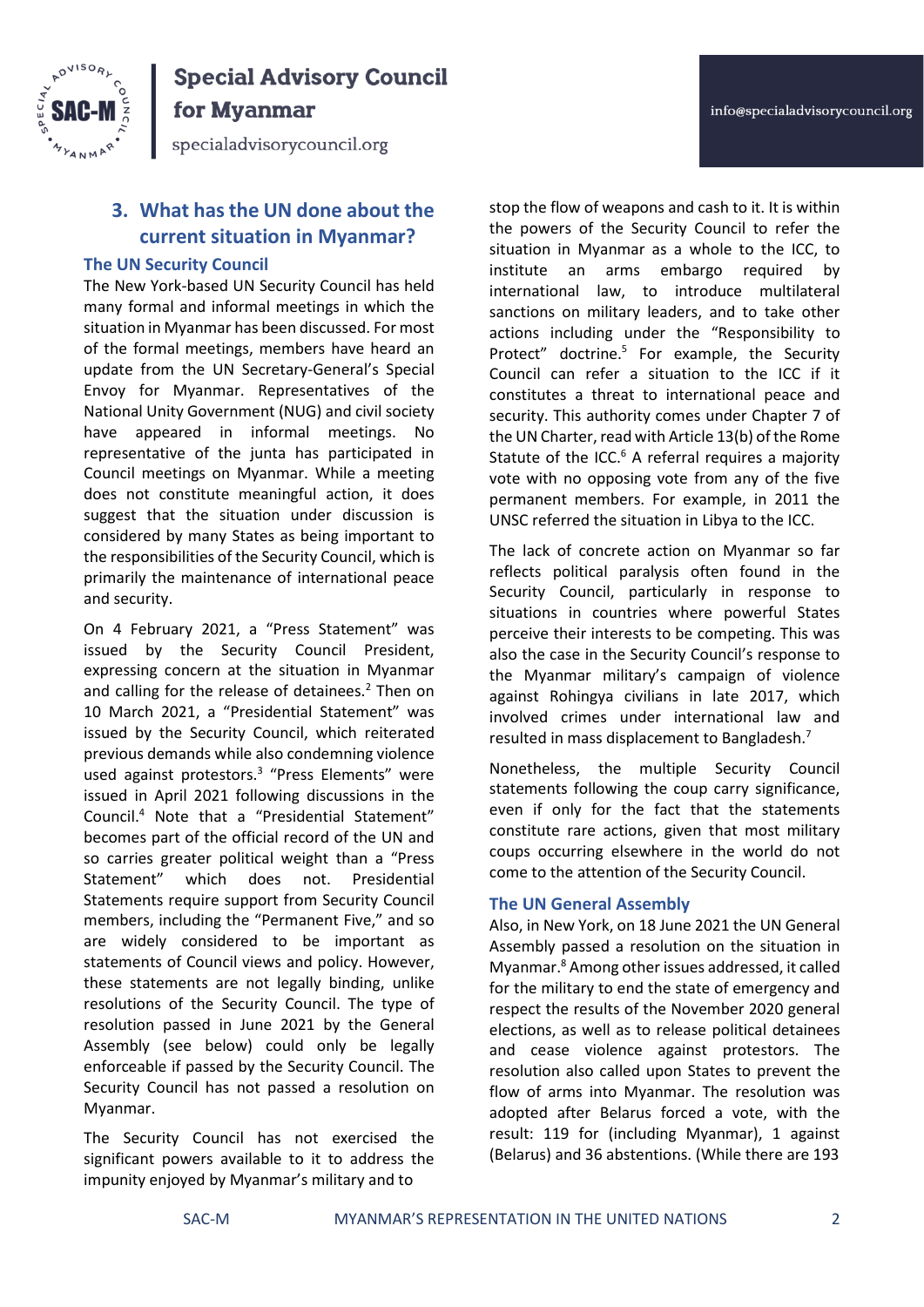## 3. What has the UN done about the current situation in Myanmar?

### The UN Security Council

The New York-based UN Security Council has held many formal and informal meetings in which the situation in Myanmar has been discussed. For most of the formal meetings, members have heard an update from the UN Secretary-General's Special Envoy for Myanmar. Representatives of the National Unity Government (NUG) and civil society have appeared in informal meetings. No representative of the junta has participated in Council meetings on Myanmar. While a meeting does not constitute meaningful action, it does suggest that the situation under discussion is considered by many States as being important to the responsibilities of the Security Council, which is primarily the maintenance of international peace and security.

On 4 February 2021, a "Press Statement" was issued by the Security Council President, expressing concern at the situation in Myanmar and calling for the release of detainees.[2] Then on 10 March 2021, a "Presidential Statement" was issued by the Security Council, which reiterated previous demands while also condemning violence used against protestors.[3] "Press Elements" were issued in April 2021 following discussions in the Council.[4] Note that a "Presidential Statement" becomes part of the official record of the UN and so carries greater political weight than a "Press Statement" which does not. Presidential Statements require support from Security Council members, including the "Permanent Five," and so are widely considered to be important as statements of Council views and policy. However, these statements are not legally binding, unlike resolutions of the Security Council. The type of resolution passed in June 2021 by the General Assembly (see below) could only be legally enforceable if passed by the Security Council. The Security Council has not passed a resolution on Myanmar.

The Security Council has not exercised the significant powers available to it to address the impunity enjoyed by Myanmar's military and to stop the flow of weapons and cash to it. It is within the powers of the Security Council to refer the situation in Myanmar as a whole to the ICC, to institute an arms embargo required by international law, to introduce multilateral sanctions on military leaders, and to take other actions including under the "Responsibility to Protect" doctrine.[5] For example, the Security Council can refer a situation to the ICC if it constitutes a threat to international peace and security. This authority comes under Chapter 7 of the UN Charter, read with Article 13(b) of the Rome Statute of the ICC.[6] A referral requires a majority vote with no opposing vote from any of the five permanent members. For example, in 2011 the UNSC referred the situation in Libya to the ICC.

The lack of concrete action on Myanmar so far reflects political paralysis often found in the Security Council, particularly in response to situations in countries where powerful States perceive their interests to be competing. This was also the case in the Security Council's response to the Myanmar military's campaign of violence against Rohingya civilians in late 2017, which involved crimes under international law and resulted in mass displacement to Bangladesh.[7]

Nonetheless, the multiple Security Council statements following the coup carry significance, even if only for the fact that the statements constitute rare actions, given that most military coups occurring elsewhere in the world do not come to the attention of the Security Council.

### The UN General Assembly

Also, in New York, on 18 June 2021 the UN General Assembly passed a resolution on the situation in Myanmar.[8] Among other issues addressed, it called for the military to end the state of emergency and respect the results of the November 2020 general elections, as well as to release political detainees and cease violence against protestors. The resolution also called upon States to prevent the flow of arms into Myanmar. The resolution was adopted after Belarus forced a vote, with the result: 119 for (including Myanmar), 1 against (Belarus) and 36 abstentions. (While there are 193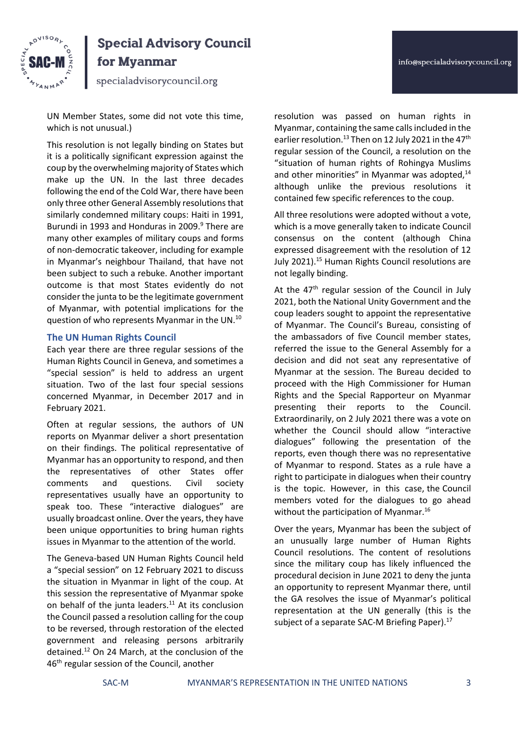UN Member States, some did not vote this time, which is not unusual.)

This resolution is not legally binding on States but it is a politically significant expression against the coup by the overwhelming majority of States which make up the UN. In the last three decades following the end of the Cold War, there have been only three other General Assembly resolutions that similarly condemned military coups: Haiti in 1991, Burundi in 1993 and Honduras in 2009.[9] There are many other examples of military coups and forms of non-democratic takeover, including for example in Myanmar's neighbour Thailand, that have not been subject to such a rebuke. Another important outcome is that most States evidently do not consider the junta to be the legitimate government of Myanmar, with potential implications for the question of who represents Myanmar in the UN.[10]

### The UN Human Rights Council

Each year there are three regular sessions of the Human Rights Council in Geneva, and sometimes a "special session" is held to address an urgent situation. Two of the last four special sessions concerned Myanmar, in December 2017 and in February 2021.

Often at regular sessions, the authors of UN reports on Myanmar deliver a short presentation on their findings. The political representative of Myanmar has an opportunity to respond, and then the representatives of other States offer comments and questions. Civil society representatives usually have an opportunity to speak too. These "interactive dialogues" are usually broadcast online. Over the years, they have been unique opportunities to bring human rights issues in Myanmar to the attention of the world.

The Geneva-based UN Human Rights Council held a "special session" on 12 February 2021 to discuss the situation in Myanmar in light of the coup. At this session the representative of Myanmar spoke on behalf of the junta leaders.[11] At its conclusion the Council passed a resolution calling for the coup to be reversed, through restoration of the elected government and releasing persons arbitrarily detained.[12] On 24 March, at the conclusion of the 46th regular session of the Council, another resolution was passed on human rights in Myanmar, containing the same calls included in the earlier resolution.[13] Then on 12 July 2021 in the 47th regular session of the Council, a resolution on the "situation of human rights of Rohingya Muslims and other minorities" in Myanmar was adopted,[14] although unlike the previous resolutions it contained few specific references to the coup.

All three resolutions were adopted without a vote, which is a move generally taken to indicate Council consensus on the content (although China expressed disagreement with the resolution of 12 July 2021).[15] Human Rights Council resolutions are not legally binding.

At the 47th regular session of the Council in July 2021, both the National Unity Government and the coup leaders sought to appoint the representative of Myanmar. The Council's Bureau, consisting of the ambassadors of five Council member states, referred the issue to the General Assembly for a decision and did not seat any representative of Myanmar at the session. The Bureau decided to proceed with the High Commissioner for Human Rights and the Special Rapporteur on Myanmar presenting their reports to the Council. Extraordinarily, on 2 July 2021 there was a vote on whether the Council should allow "interactive dialogues" following the presentation of the reports, even though there was no representative of Myanmar to respond. States as a rule have a right to participate in dialogues when their country is the topic. However, in this case, the Council members voted for the dialogues to go ahead without the participation of Myanmar.[16]

Over the years, Myanmar has been the subject of an unusually large number of Human Rights Council resolutions. The content of resolutions since the military coup has likely influenced the procedural decision in June 2021 to deny the junta an opportunity to represent Myanmar there, until the GA resolves the issue of Myanmar's political representation at the UN generally (this is the subject of a separate SAC-M Briefing Paper).[17]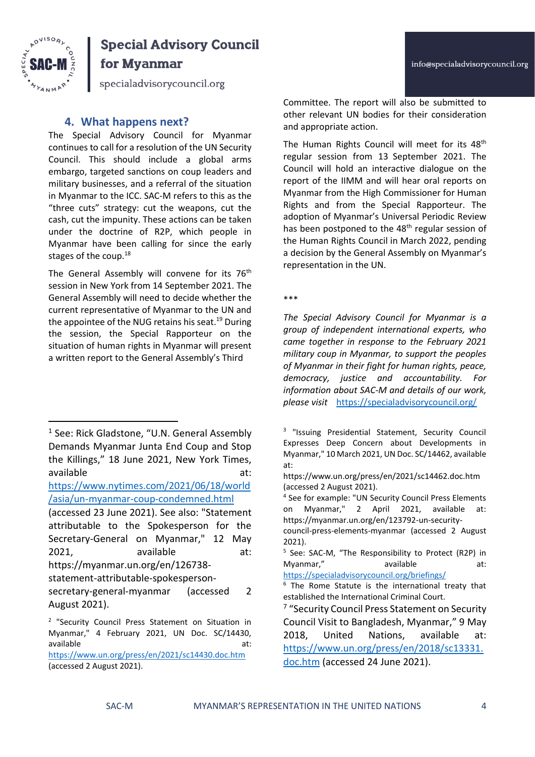## 4. What happens next?

The Special Advisory Council for Myanmar continues to call for a resolution of the UN Security Council. This should include a global arms embargo, targeted sanctions on coup leaders and military businesses, and a referral of the situation in Myanmar to the ICC. SAC-M refers to this as the "three cuts" strategy: cut the weapons, cut the cash, cut the impunity. These actions can be taken under the doctrine of R2P, which people in Myanmar have been calling for since the early stages of the coup.[18]

The General Assembly will convene for its 76th session in New York from 14 September 2021. The General Assembly will need to decide whether the current representative of Myanmar to the UN and the appointee of the NUG retains his seat.[19] During the session, the Special Rapporteur on the situation of human rights in Myanmar will present a written report to the General Assembly's Third Committee. The report will also be submitted to other relevant UN bodies for their consideration and appropriate action.

The Human Rights Council will meet for its 48th regular session from 13 September 2021. The Council will hold an interactive dialogue on the report of the IIMM and will hear oral reports on Myanmar from the High Commissioner for Human Rights and from the Special Rapporteur. The adoption of Myanmar's Universal Periodic Review has been postponed to the 48th regular session of the Human Rights Council in March 2022, pending a decision by the General Assembly on Myanmar's representation in the UN.

***

*The Special Advisory Council for Myanmar is a group of independent international experts, who came together in response to the February 2021 military coup in Myanmar, to support the peoples of Myanmar in their fight for human rights, peace, democracy, justice and accountability. For information about SAC-M and details of our work, please visit* https://specialadvisorycouncil.org/

---

[1] See: Rick Gladstone, "U.N. General Assembly Demands Myanmar Junta End Coup and Stop the Killings," 18 June 2021, New York Times, available at: https://www.nytimes.com/2021/06/18/world/asia/un-myanmar-coup-condemned.html (accessed 23 June 2021). See also: "Statement attributable to the Spokesperson for the Secretary-General on Myanmar," 12 May 2021, available at: https://myanmar.un.org/en/126738-statement-attributable-spokesperson-secretary-general-myanmar (accessed 2 August 2021).

[2] "Security Council Press Statement on Situation in Myanmar," 4 February 2021, UN Doc. SC/14430, available at: https://www.un.org/press/en/2021/sc14430.doc.htm (accessed 2 August 2021).

[3] "Issuing Presidential Statement, Security Council Expresses Deep Concern about Developments in Myanmar," 10 March 2021, UN Doc. SC/14462, available at: https://www.un.org/press/en/2021/sc14462.doc.htm (accessed 2 August 2021).

[4] See for example: "UN Security Council Press Elements on Myanmar," 2 April 2021, available at: https://myanmar.un.org/en/123792-un-security-council-press-elements-myanmar (accessed 2 August 2021).

[5] See: SAC-M, "The Responsibility to Protect (R2P) in Myanmar," available at: https://specialadvisorycouncil.org/briefings/

[6] The Rome Statute is the international treaty that established the International Criminal Court.

[7] "Security Council Press Statement on Security Council Visit to Bangladesh, Myanmar," 9 May 2018, United Nations, available at: https://www.un.org/press/en/2018/sc13331.doc.htm (accessed 24 June 2021).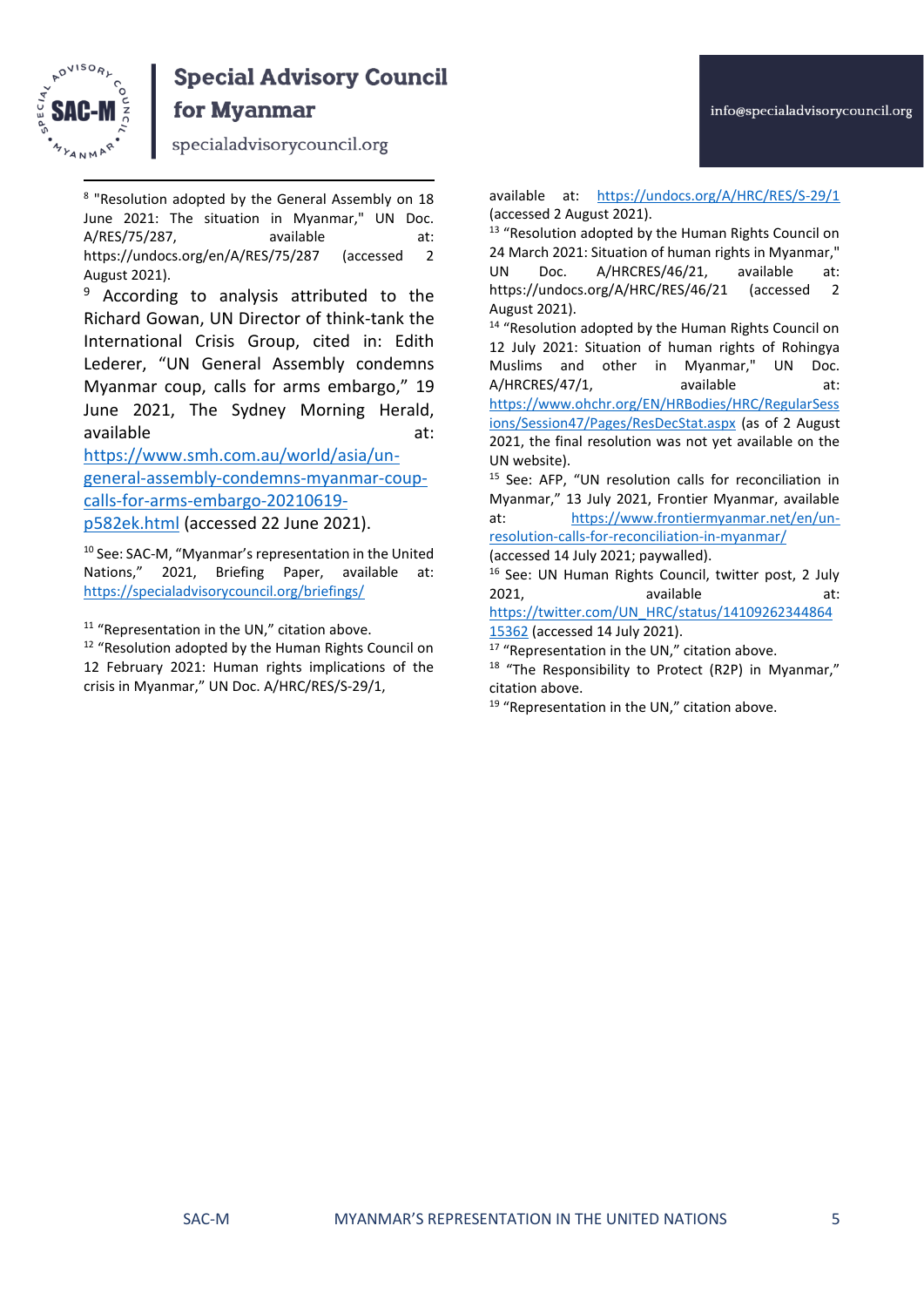[8] "Resolution adopted by the General Assembly on 18 June 2021: The situation in Myanmar," UN Doc. A/RES/75/287, available at: https://undocs.org/en/A/RES/75/287 (accessed 2 August 2021).

[9] According to analysis attributed to the Richard Gowan, UN Director of think-tank the International Crisis Group, cited in: Edith Lederer, "UN General Assembly condemns Myanmar coup, calls for arms embargo," 19 June 2021, The Sydney Morning Herald, available at: https://www.smh.com.au/world/asia/un-general-assembly-condemns-myanmar-coup-calls-for-arms-embargo-20210619-p582ek.html (accessed 22 June 2021).

[10] See: SAC-M, "Myanmar's representation in the United Nations," 2021, Briefing Paper, available at: https://specialadvisorycouncil.org/briefings/

[11] "Representation in the UN," citation above.

[12] "Resolution adopted by the Human Rights Council on 12 February 2021: Human rights implications of the crisis in Myanmar," UN Doc. A/HRC/RES/S-29/1, available at: https://undocs.org/A/HRC/RES/S-29/1 (accessed 2 August 2021).

[13] "Resolution adopted by the Human Rights Council on 24 March 2021: Situation of human rights in Myanmar," UN Doc. A/HRCRES/46/21, available at: https://undocs.org/A/HRC/RES/46/21 (accessed 2 August 2021).

[14] "Resolution adopted by the Human Rights Council on 12 July 2021: Situation of human rights of Rohingya Muslims and other in Myanmar," UN Doc. A/HRCRES/47/1, available at: https://www.ohchr.org/EN/HRBodies/HRC/RegularSessions/Session47/Pages/ResDecStat.aspx (as of 2 August 2021, the final resolution was not yet available on the UN website).

[15] See: AFP, "UN resolution calls for reconciliation in Myanmar," 13 July 2021, Frontier Myanmar, available at: https://www.frontiermyanmar.net/en/un-resolution-calls-for-reconciliation-in-myanmar/ (accessed 14 July 2021; paywalled).

[16] See: UN Human Rights Council, twitter post, 2 July 2021, available at: https://twitter.com/UN_HRC/status/1410926234486415362 (accessed 14 July 2021).

[17] "Representation in the UN," citation above.

[18] "The Responsibility to Protect (R2P) in Myanmar," citation above.

[19] "Representation in the UN," citation above.